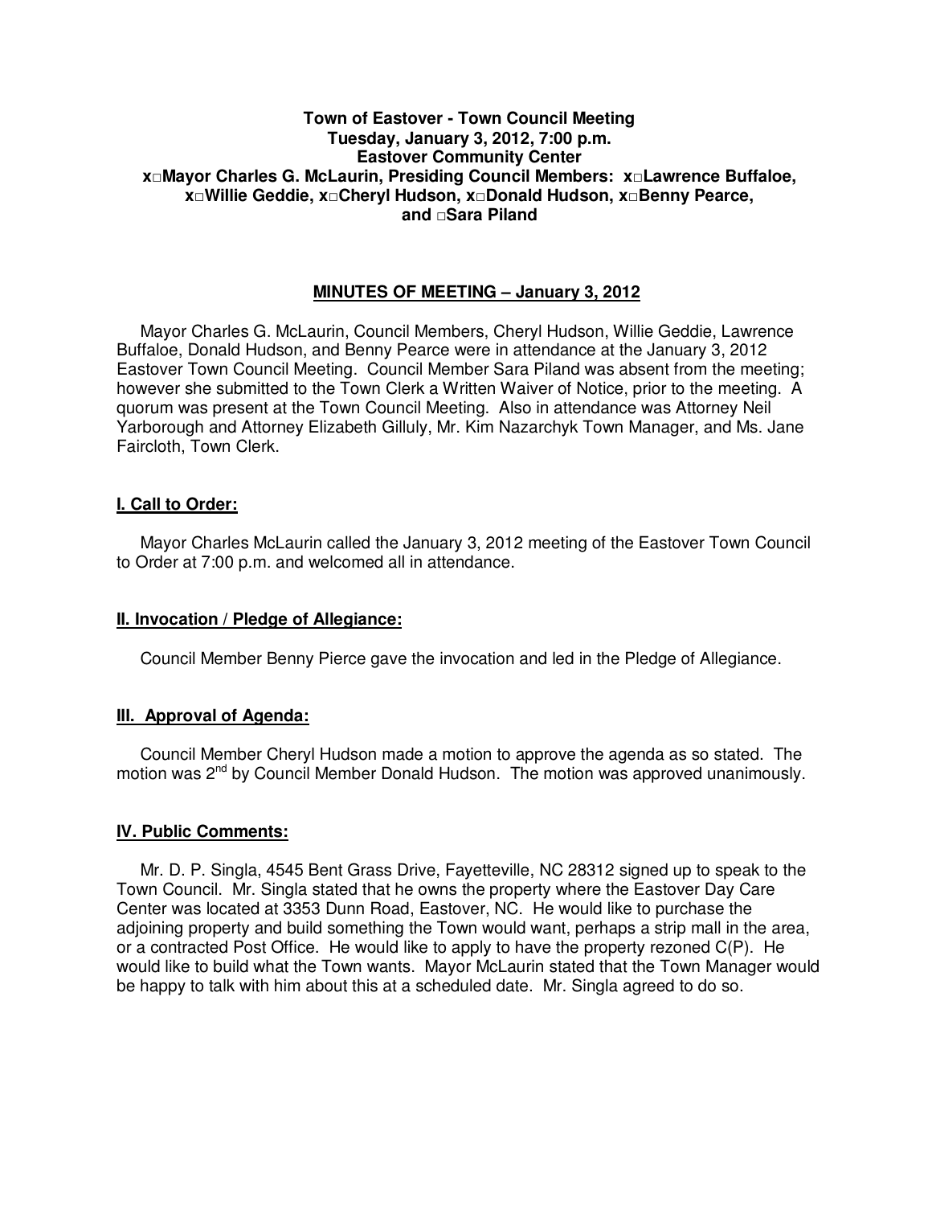**Town of Eastover - Town Council Meeting**
**Tuesday, January 3, 2012, 7:00 p.m.**
**Eastover Community Center**
**x□Mayor Charles G. McLaurin, Presiding Council Members: x□Lawrence Buffaloe, x□Willie Geddie, x□Cheryl Hudson, x□Donald Hudson, x□Benny Pearce, and □Sara Piland**

## MINUTES OF MEETING – January 3, 2012

Mayor Charles G. McLaurin, Council Members, Cheryl Hudson, Willie Geddie, Lawrence Buffaloe, Donald Hudson, and Benny Pearce were in attendance at the January 3, 2012 Eastover Town Council Meeting. Council Member Sara Piland was absent from the meeting; however she submitted to the Town Clerk a Written Waiver of Notice, prior to the meeting. A quorum was present at the Town Council Meeting. Also in attendance was Attorney Neil Yarborough and Attorney Elizabeth Gilluly, Mr. Kim Nazarchyk Town Manager, and Ms. Jane Faircloth, Town Clerk.

### I. Call to Order:

Mayor Charles McLaurin called the January 3, 2012 meeting of the Eastover Town Council to Order at 7:00 p.m. and welcomed all in attendance.

### II. Invocation / Pledge of Allegiance:

Council Member Benny Pierce gave the invocation and led in the Pledge of Allegiance.

### III. Approval of Agenda:

Council Member Cheryl Hudson made a motion to approve the agenda as so stated. The motion was 2nd by Council Member Donald Hudson. The motion was approved unanimously.

### IV. Public Comments:

Mr. D. P. Singla, 4545 Bent Grass Drive, Fayetteville, NC 28312 signed up to speak to the Town Council. Mr. Singla stated that he owns the property where the Eastover Day Care Center was located at 3353 Dunn Road, Eastover, NC. He would like to purchase the adjoining property and build something the Town would want, perhaps a strip mall in the area, or a contracted Post Office. He would like to apply to have the property rezoned C(P). He would like to build what the Town wants. Mayor McLaurin stated that the Town Manager would be happy to talk with him about this at a scheduled date. Mr. Singla agreed to do so.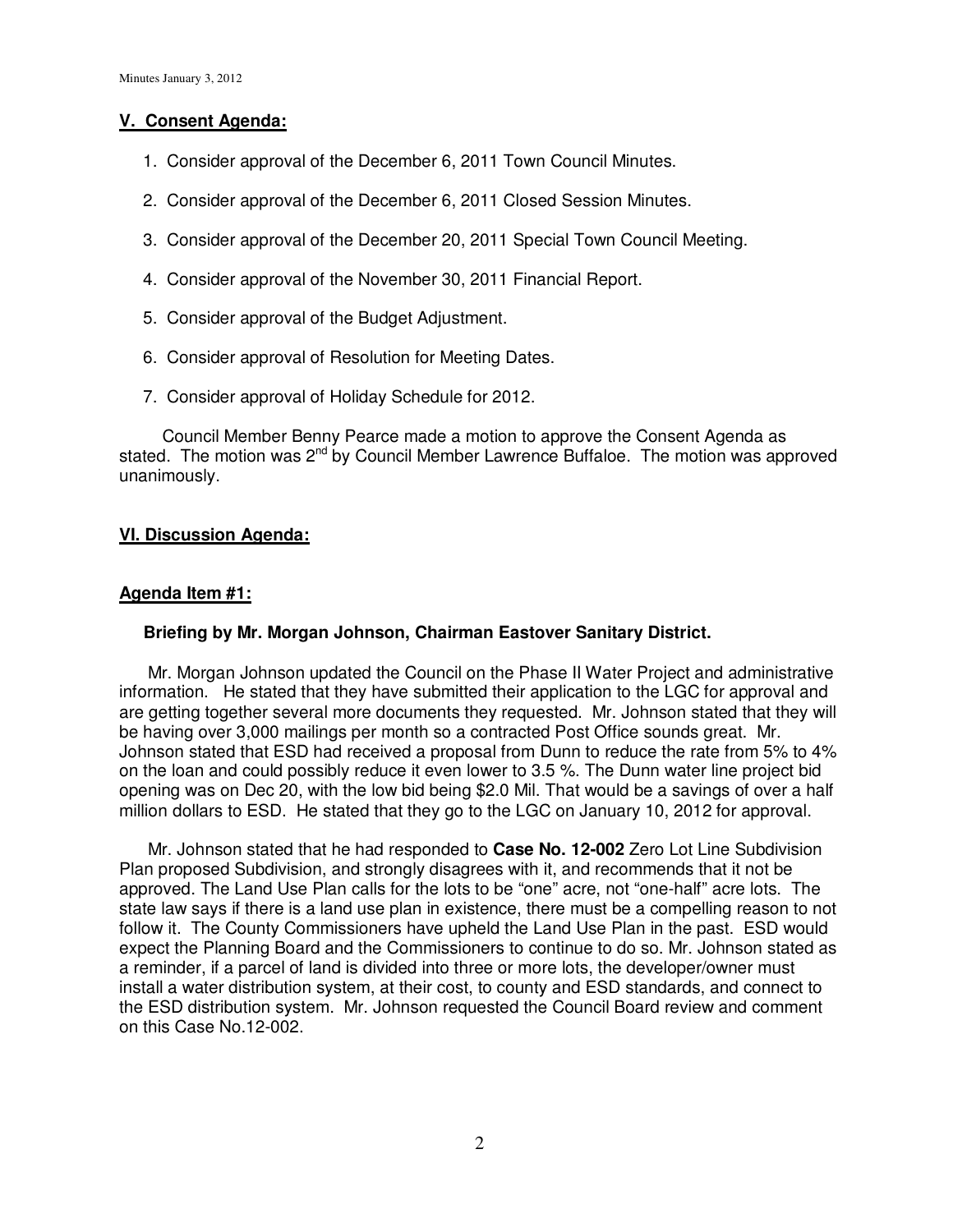## V. Consent Agenda:

1. Consider approval of the December 6, 2011 Town Council Minutes.
2. Consider approval of the December 6, 2011 Closed Session Minutes.
3. Consider approval of the December 20, 2011 Special Town Council Meeting.
4. Consider approval of the November 30, 2011 Financial Report.
5. Consider approval of the Budget Adjustment.
6. Consider approval of Resolution for Meeting Dates.
7. Consider approval of Holiday Schedule for 2012.

Council Member Benny Pearce made a motion to approve the Consent Agenda as stated. The motion was 2nd by Council Member Lawrence Buffaloe. The motion was approved unanimously.

## VI. Discussion Agenda:

### Agenda Item #1:

**Briefing by Mr. Morgan Johnson, Chairman Eastover Sanitary District.**

Mr. Morgan Johnson updated the Council on the Phase II Water Project and administrative information. He stated that they have submitted their application to the LGC for approval and are getting together several more documents they requested. Mr. Johnson stated that they will be having over 3,000 mailings per month so a contracted Post Office sounds great. Mr. Johnson stated that ESD had received a proposal from Dunn to reduce the rate from 5% to 4% on the loan and could possibly reduce it even lower to 3.5 %. The Dunn water line project bid opening was on Dec 20, with the low bid being $2.0 Mil. That would be a savings of over a half million dollars to ESD. He stated that they go to the LGC on January 10, 2012 for approval.

Mr. Johnson stated that he had responded to **Case No. 12-002** Zero Lot Line Subdivision Plan proposed Subdivision, and strongly disagrees with it, and recommends that it not be approved. The Land Use Plan calls for the lots to be "one" acre, not "one-half" acre lots. The state law says if there is a land use plan in existence, there must be a compelling reason to not follow it. The County Commissioners have upheld the Land Use Plan in the past. ESD would expect the Planning Board and the Commissioners to continue to do so. Mr. Johnson stated as a reminder, if a parcel of land is divided into three or more lots, the developer/owner must install a water distribution system, at their cost, to county and ESD standards, and connect to the ESD distribution system. Mr. Johnson requested the Council Board review and comment on this Case No.12-002.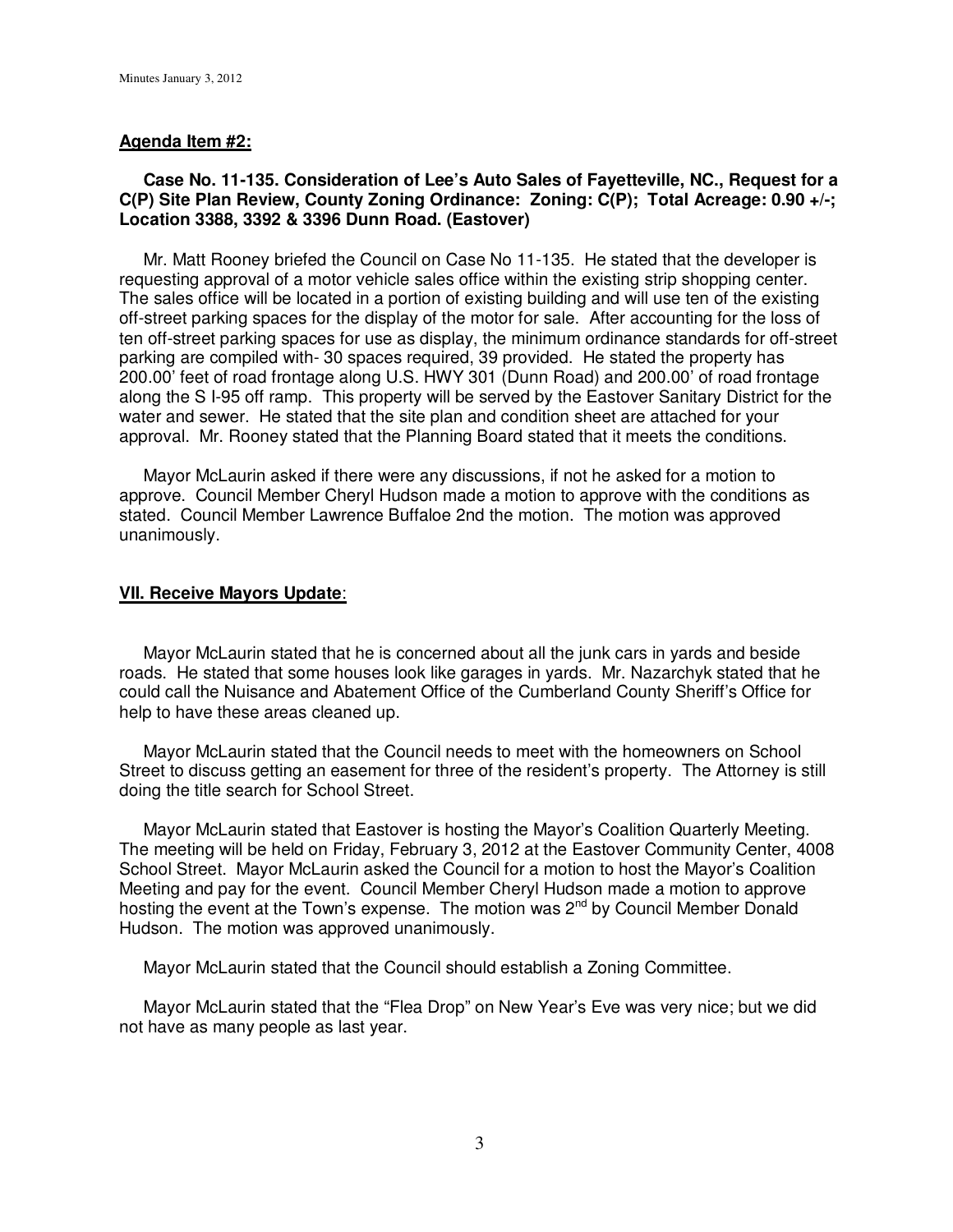### Agenda Item #2:

**Case No. 11-135. Consideration of Lee's Auto Sales of Fayetteville, NC., Request for a C(P) Site Plan Review, County Zoning Ordinance: Zoning: C(P); Total Acreage: 0.90 +/-; Location 3388, 3392 & 3396 Dunn Road. (Eastover)**

Mr. Matt Rooney briefed the Council on Case No 11-135. He stated that the developer is requesting approval of a motor vehicle sales office within the existing strip shopping center. The sales office will be located in a portion of existing building and will use ten of the existing off-street parking spaces for the display of the motor for sale. After accounting for the loss of ten off-street parking spaces for use as display, the minimum ordinance standards for off-street parking are compiled with- 30 spaces required, 39 provided. He stated the property has 200.00' feet of road frontage along U.S. HWY 301 (Dunn Road) and 200.00' of road frontage along the S I-95 off ramp. This property will be served by the Eastover Sanitary District for the water and sewer. He stated that the site plan and condition sheet are attached for your approval. Mr. Rooney stated that the Planning Board stated that it meets the conditions.

Mayor McLaurin asked if there were any discussions, if not he asked for a motion to approve. Council Member Cheryl Hudson made a motion to approve with the conditions as stated. Council Member Lawrence Buffaloe 2nd the motion. The motion was approved unanimously.

### VII. Receive Mayors Update:

Mayor McLaurin stated that he is concerned about all the junk cars in yards and beside roads. He stated that some houses look like garages in yards. Mr. Nazarchyk stated that he could call the Nuisance and Abatement Office of the Cumberland County Sheriff's Office for help to have these areas cleaned up.

Mayor McLaurin stated that the Council needs to meet with the homeowners on School Street to discuss getting an easement for three of the resident's property. The Attorney is still doing the title search for School Street.

Mayor McLaurin stated that Eastover is hosting the Mayor's Coalition Quarterly Meeting. The meeting will be held on Friday, February 3, 2012 at the Eastover Community Center, 4008 School Street. Mayor McLaurin asked the Council for a motion to host the Mayor's Coalition Meeting and pay for the event. Council Member Cheryl Hudson made a motion to approve hosting the event at the Town's expense. The motion was 2nd by Council Member Donald Hudson. The motion was approved unanimously.

Mayor McLaurin stated that the Council should establish a Zoning Committee.

Mayor McLaurin stated that the "Flea Drop" on New Year's Eve was very nice; but we did not have as many people as last year.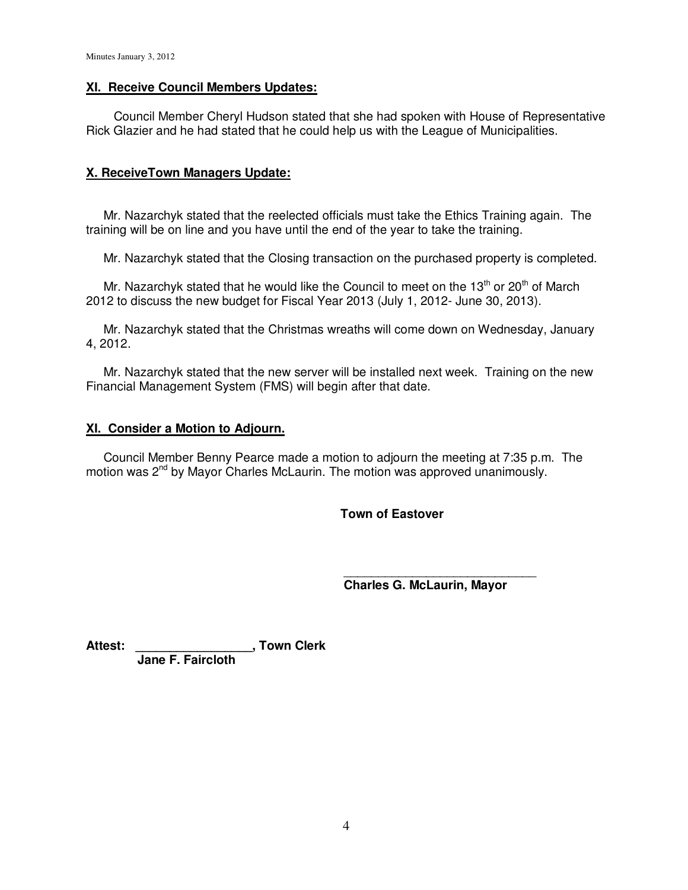### XI. Receive Council Members Updates:

Council Member Cheryl Hudson stated that she had spoken with House of Representative Rick Glazier and he had stated that he could help us with the League of Municipalities.

### X. ReceiveTown Managers Update:

Mr. Nazarchyk stated that the reelected officials must take the Ethics Training again. The training will be on line and you have until the end of the year to take the training.

Mr. Nazarchyk stated that the Closing transaction on the purchased property is completed.

Mr. Nazarchyk stated that he would like the Council to meet on the 13th or 20th of March 2012 to discuss the new budget for Fiscal Year 2013 (July 1, 2012- June 30, 2013).

Mr. Nazarchyk stated that the Christmas wreaths will come down on Wednesday, January 4, 2012.

Mr. Nazarchyk stated that the new server will be installed next week. Training on the new Financial Management System (FMS) will begin after that date.

### XI. Consider a Motion to Adjourn.

Council Member Benny Pearce made a motion to adjourn the meeting at 7:35 p.m. The motion was 2nd by Mayor Charles McLaurin. The motion was approved unanimously.

**Town of Eastover**

\_\_\_\_\_\_\_\_\_\_\_\_\_\_\_\_\_\_\_\_\_\_\_\_\_\_\_\_\_\_
**Charles G. McLaurin, Mayor**

**Attest: \_\_\_\_\_\_\_\_\_\_\_\_\_\_\_\_\_, Town Clerk**
**Jane F. Faircloth**